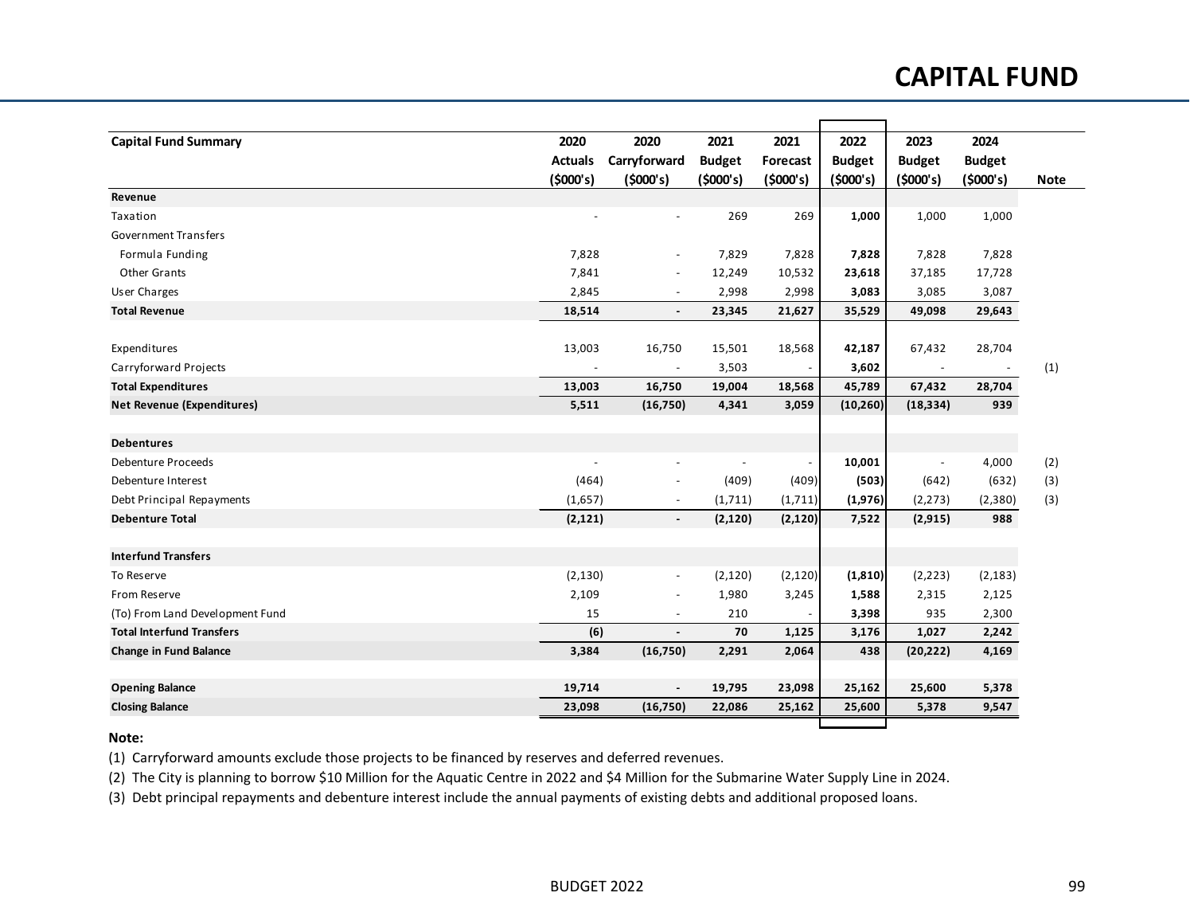# CAPITAL FUND

| Capital Fund Summary | 2020 Actuals ($000's) | 2020 Carryforward ($000's) | 2021 Budget ($000's) | 2021 Forecast ($000's) | 2022 Budget ($000's) | 2023 Budget ($000's) | 2024 Budget ($000's) | Note |
|---|---|---|---|---|---|---|---|---|
| **Revenue** | | | | | | | | |
| Taxation | - | - | 269 | 269 | **1,000** | 1,000 | 1,000 | |
| Government Transfers | | | | | | | | |
| Formula Funding | 7,828 | - | 7,829 | 7,828 | **7,828** | 7,828 | 7,828 | |
| Other Grants | 7,841 | - | 12,249 | 10,532 | **23,618** | 37,185 | 17,728 | |
| User Charges | 2,845 | - | 2,998 | 2,998 | **3,083** | 3,085 | 3,087 | |
| **Total Revenue** | **18,514** | **-** | **23,345** | **21,627** | **35,529** | **49,098** | **29,643** | |
| | | | | | | | | |
| Expenditures | 13,003 | 16,750 | 15,501 | 18,568 | **42,187** | 67,432 | 28,704 | |
| Carryforward Projects | - | - | 3,503 | - | **3,602** | - | - | (1) |
| **Total Expenditures** | **13,003** | **16,750** | **19,004** | **18,568** | **45,789** | **67,432** | **28,704** | |
| **Net Revenue (Expenditures)** | **5,511** | **(16,750)** | **4,341** | **3,059** | **(10,260)** | **(18,334)** | **939** | |
| | | | | | | | | |
| **Debentures** | | | | | | | | |
| Debenture Proceeds | - | - | - | - | **10,001** | - | 4,000 | (2) |
| Debenture Interest | (464) | - | (409) | (409) | **(503)** | (642) | (632) | (3) |
| Debt Principal Repayments | (1,657) | - | (1,711) | (1,711) | **(1,976)** | (2,273) | (2,380) | (3) |
| **Debenture Total** | **(2,121)** | **-** | **(2,120)** | **(2,120)** | **7,522** | **(2,915)** | **988** | |
| | | | | | | | | |
| **Interfund Transfers** | | | | | | | | |
| To Reserve | (2,130) | - | (2,120) | (2,120) | **(1,810)** | (2,223) | (2,183) | |
| From Reserve | 2,109 | - | 1,980 | 3,245 | **1,588** | 2,315 | 2,125 | |
| (To) From Land Development Fund | 15 | - | 210 | - | **3,398** | 935 | 2,300 | |
| **Total Interfund Transfers** | **(6)** | **-** | **70** | **1,125** | **3,176** | **1,027** | **2,242** | |
| **Change in Fund Balance** | **3,384** | **(16,750)** | **2,291** | **2,064** | **438** | **(20,222)** | **4,169** | |
| | | | | | | | | |
| **Opening Balance** | **19,714** | **-** | **19,795** | **23,098** | **25,162** | **25,600** | **5,378** | |
| **Closing Balance** | **23,098** | **(16,750)** | **22,086** | **25,162** | **25,600** | **5,378** | **9,547** | |

**Note:**

(1) Carryforward amounts exclude those projects to be financed by reserves and deferred revenues.

(2) The City is planning to borrow $10 Million for the Aquatic Centre in 2022 and $4 Million for the Submarine Water Supply Line in 2024.

(3) Debt principal repayments and debenture interest include the annual payments of existing debts and additional proposed loans.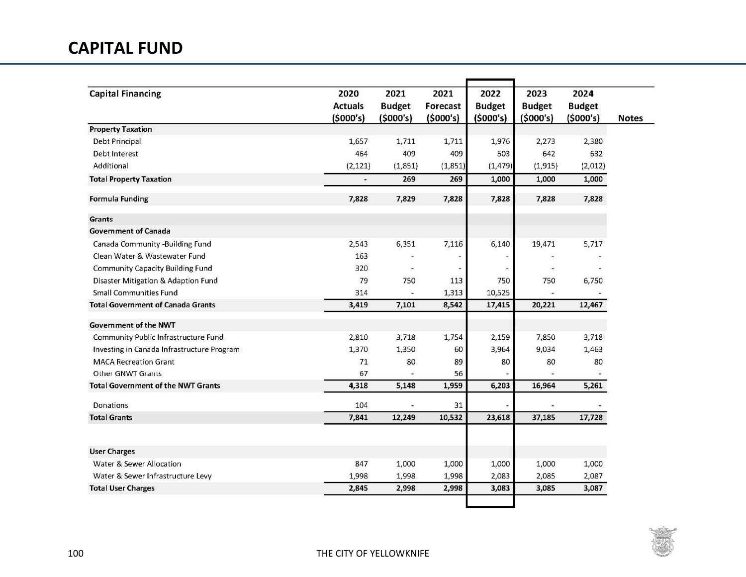# CAPITAL FUND

| Capital Financing | 2020 Actuals ($000's) | 2021 Budget ($000's) | 2021 Forecast ($000's) | 2022 Budget ($000's) | 2023 Budget ($000's) | 2024 Budget ($000's) | Notes |
|---|---|---|---|---|---|---|---|
| **Property Taxation** | | | | | | | |
| Debt Principal | 1,657 | 1,711 | 1,711 | 1,976 | 2,273 | 2,380 | |
| Debt Interest | 464 | 409 | 409 | 503 | 642 | 632 | |
| Additional | (2,121) | (1,851) | (1,851) | (1,479) | (1,915) | (2,012) | |
| **Total Property Taxation** | **-** | **269** | **269** | **1,000** | **1,000** | **1,000** | |
| **Formula Funding** | **7,828** | **7,829** | **7,828** | **7,828** | **7,828** | **7,828** | |
| **Grants** | | | | | | | |
| **Government of Canada** | | | | | | | |
| Canada Community -Building Fund | 2,543 | 6,351 | 7,116 | 6,140 | 19,471 | 5,717 | |
| Clean Water & Wastewater Fund | 163 | - | - | - | - | - | |
| Community Capacity Building Fund | 320 | - | - | - | - | - | |
| Disaster Mitigation & Adaption Fund | 79 | 750 | 113 | 750 | 750 | 6,750 | |
| Small Communities Fund | 314 | - | 1,313 | 10,525 | - | - | |
| **Total Government of Canada Grants** | **3,419** | **7,101** | **8,542** | **17,415** | **20,221** | **12,467** | |
| **Government of the NWT** | | | | | | | |
| Community Public Infrastructure Fund | 2,810 | 3,718 | 1,754 | 2,159 | 7,850 | 3,718 | |
| Investing in Canada Infrastructure Program | 1,370 | 1,350 | 60 | 3,964 | 9,034 | 1,463 | |
| MACA Recreation Grant | 71 | 80 | 89 | 80 | 80 | 80 | |
| Other GNWT Grants | 67 | - | 56 | - | - | - | |
| **Total Government of the NWT Grants** | **4,318** | **5,148** | **1,959** | **6,203** | **16,964** | **5,261** | |
| Donations | 104 | - | 31 | - | - | - | |
| **Total Grants** | **7,841** | **12,249** | **10,532** | **23,618** | **37,185** | **17,728** | |
| **User Charges** | | | | | | | |
| Water & Sewer Allocation | 847 | 1,000 | 1,000 | 1,000 | 1,000 | 1,000 | |
| Water & Sewer Infrastructure Levy | 1,998 | 1,998 | 1,998 | 2,083 | 2,085 | 2,087 | |
| **Total User Charges** | **2,845** | **2,998** | **2,998** | **3,083** | **3,085** | **3,087** | |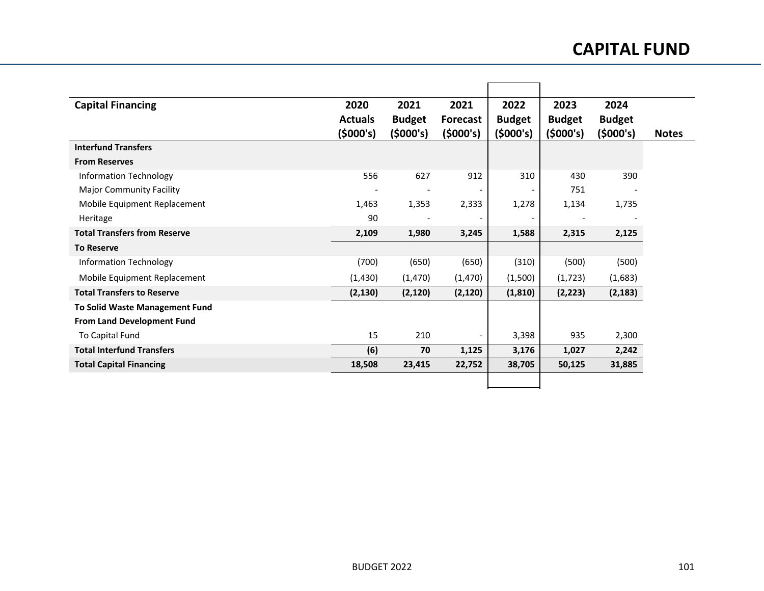# CAPITAL FUND

| Capital Financing | 2020 Actuals ($000's) | 2021 Budget ($000's) | 2021 Forecast ($000's) | 2022 Budget ($000's) | 2023 Budget ($000's) | 2024 Budget ($000's) | Notes |
|---|---|---|---|---|---|---|---|
| **Interfund Transfers** | | | | | | | |
| **From Reserves** | | | | | | | |
| Information Technology | 556 | 627 | 912 | 310 | 430 | 390 | |
| Major Community Facility | - | - | - | - | 751 | - | |
| Mobile Equipment Replacement | 1,463 | 1,353 | 2,333 | 1,278 | 1,134 | 1,735 | |
| Heritage | 90 | - | - | - | - | - | |
| **Total Transfers from Reserve** | **2,109** | **1,980** | **3,245** | **1,588** | **2,315** | **2,125** | |
| **To Reserve** | | | | | | | |
| Information Technology | (700) | (650) | (650) | (310) | (500) | (500) | |
| Mobile Equipment Replacement | (1,430) | (1,470) | (1,470) | (1,500) | (1,723) | (1,683) | |
| **Total Transfers to Reserve** | **(2,130)** | **(2,120)** | **(2,120)** | **(1,810)** | **(2,223)** | **(2,183)** | |
| **To Solid Waste Management Fund** | | | | | | | |
| **From Land Development Fund** | | | | | | | |
| To Capital Fund | 15 | 210 | - | 3,398 | 935 | 2,300 | |
| **Total Interfund Transfers** | **(6)** | **70** | **1,125** | **3,176** | **1,027** | **2,242** | |
| **Total Capital Financing** | **18,508** | **23,415** | **22,752** | **38,705** | **50,125** | **31,885** | |

BUDGET 2022